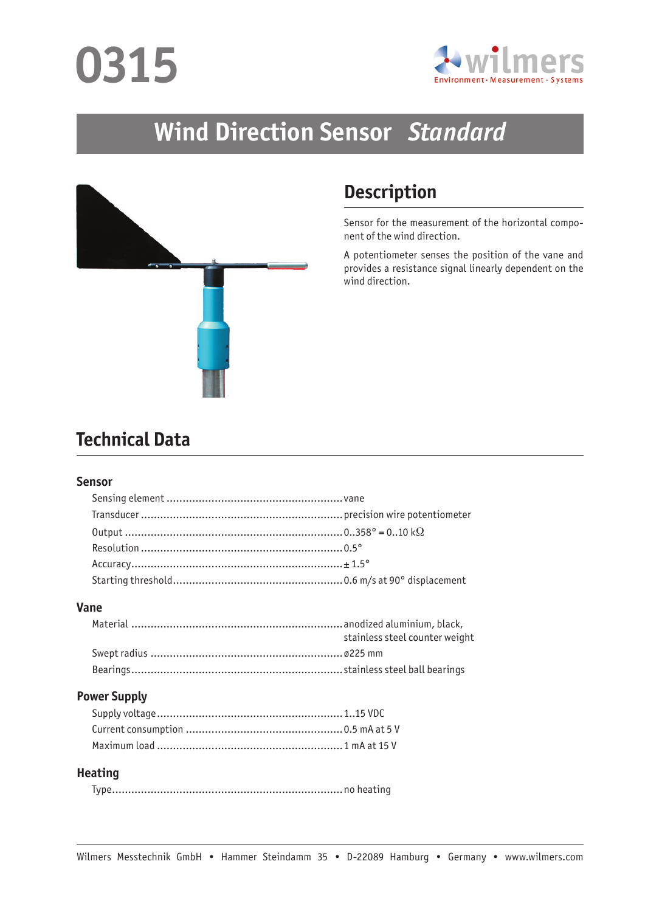# 0315

wilmers
Environment · Measurement · Systems

## Wind Direction Sensor *Standard*

## Description

Sensor for the measurement of the horizontal component of the wind direction.

A potentiometer senses the position of the vane and provides a resistance signal linearly dependent on the wind direction.

## Technical Data

### Sensor

| | |
|---|---|
| Sensing element | vane |
| Transducer | precision wire potentiometer |
| Output | 0..358° = 0..10 kΩ |
| Resolution | 0.5° |
| Accuracy | ± 1.5° |
| Starting threshold | 0.6 m/s at 90° displacement |

### Vane

| | |
|---|---|
| Material | anodized aluminium, black, stainless steel counter weight |
| Swept radius | ø225 mm |
| Bearings | stainless steel ball bearings |

### Power Supply

| | |
|---|---|
| Supply voltage | 1..15 VDC |
| Current consumption | 0.5 mA at 5 V |
| Maximum load | 1 mA at 15 V |

### Heating

| | |
|---|---|
| Type | no heating |

Wilmers Messtechnik GmbH • Hammer Steindamm 35 • D-22089 Hamburg • Germany • www.wilmers.com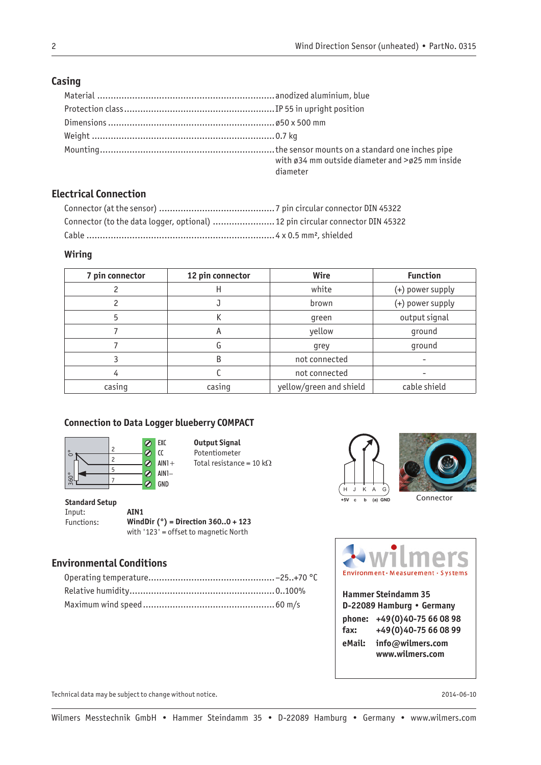## Casing

Material ................................................................ anodized aluminium, blue
Protection class ...................................................... IP 55 in upright position
Dimensions ............................................................ ø50 x 500 mm
Weight ................................................................... 0.7 kg
Mounting ................................................................ the sensor mounts on a standard one inches pipe with ø34 mm outside diameter and >ø25 mm inside diameter

## Electrical Connection

Connector (at the sensor) ......................................... 7 pin circular connector DIN 45322
Connector (to the data logger, optional) ...................... 12 pin circular connector DIN 45322
Cable .................................................................... 4 x 0.5 mm², shielded

### Wiring

| 7 pin connector | 12 pin connector | Wire | Function |
|---|---|---|---|
| 2 | H | white | (+) power supply |
| 2 | J | brown | (+) power supply |
| 5 | K | green | output signal |
| 7 | A | yellow | ground |
| 7 | G | grey | ground |
| 3 | B | not connected | - |
| 4 | C | not connected | - |
| casing | casing | yellow/green and shield | cable shield |

### Connection to Data Logger blueberry COMPACT

0°
360°
2
2
5
7
EXC
CC
AIN1+
AIN1–
GND

**Output Signal**
Potentiometer
Total resistance = 10 kΩ

H J K A G
+5V c b (a) GND

Connector

**Standard Setup**
Input: **AIN1**
Functions: **WindDir (°) = Direction 360..0 + 123**
with '123' = offset to magnetic North

## Environmental Conditions

Operating temperature .............................................. –25..+70 °C
Relative humidity ..................................................... 0..100%
Maximum wind speed ................................................ 60 m/s

wilmers
Environment · Measurement · Systems

**Hammer Steindamm 35**
**D-22089 Hamburg • Germany**
**phone: +49(0)40-75 66 08 98**
**fax: +49(0)40-75 66 08 99**
**eMail: info@wilmers.com**
**www.wilmers.com**

Technical data may be subject to change without notice.

2014-06-10

Wilmers Messtechnik GmbH • Hammer Steindamm 35 • D-22089 Hamburg • Germany • www.wilmers.com